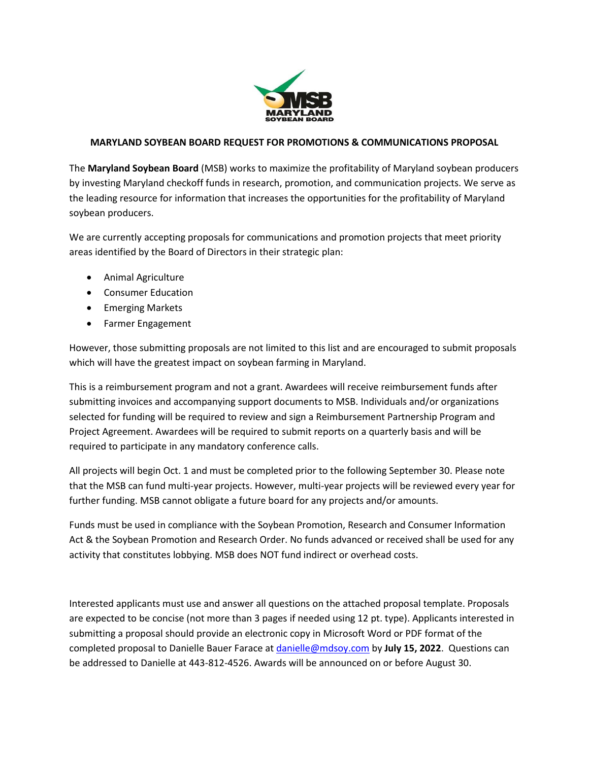# MARYLAND SOYBEAN BOARD REQUEST FOR PROMOTIONS & COMMUNICATIONS PROPOSAL

The **Maryland Soybean Board** (MSB) works to maximize the profitability of Maryland soybean producers by investing Maryland checkoff funds in research, promotion, and communication projects. We serve as the leading resource for information that increases the opportunities for the profitability of Maryland soybean producers.

We are currently accepting proposals for communications and promotion projects that meet priority areas identified by the Board of Directors in their strategic plan:

- Animal Agriculture
- Consumer Education
- Emerging Markets
- Farmer Engagement

However, those submitting proposals are not limited to this list and are encouraged to submit proposals which will have the greatest impact on soybean farming in Maryland.

This is a reimbursement program and not a grant. Awardees will receive reimbursement funds after submitting invoices and accompanying support documents to MSB. Individuals and/or organizations selected for funding will be required to review and sign a Reimbursement Partnership Program and Project Agreement. Awardees will be required to submit reports on a quarterly basis and will be required to participate in any mandatory conference calls.

All projects will begin Oct. 1 and must be completed prior to the following September 30. Please note that the MSB can fund multi-year projects. However, multi-year projects will be reviewed every year for further funding. MSB cannot obligate a future board for any projects and/or amounts.

Funds must be used in compliance with the Soybean Promotion, Research and Consumer Information Act & the Soybean Promotion and Research Order. No funds advanced or received shall be used for any activity that constitutes lobbying. MSB does NOT fund indirect or overhead costs.

Interested applicants must use and answer all questions on the attached proposal template. Proposals are expected to be concise (not more than 3 pages if needed using 12 pt. type). Applicants interested in submitting a proposal should provide an electronic copy in Microsoft Word or PDF format of the completed proposal to Danielle Bauer Farace at danielle@mdsoy.com by **July 15, 2022**. Questions can be addressed to Danielle at 443-812-4526. Awards will be announced on or before August 30.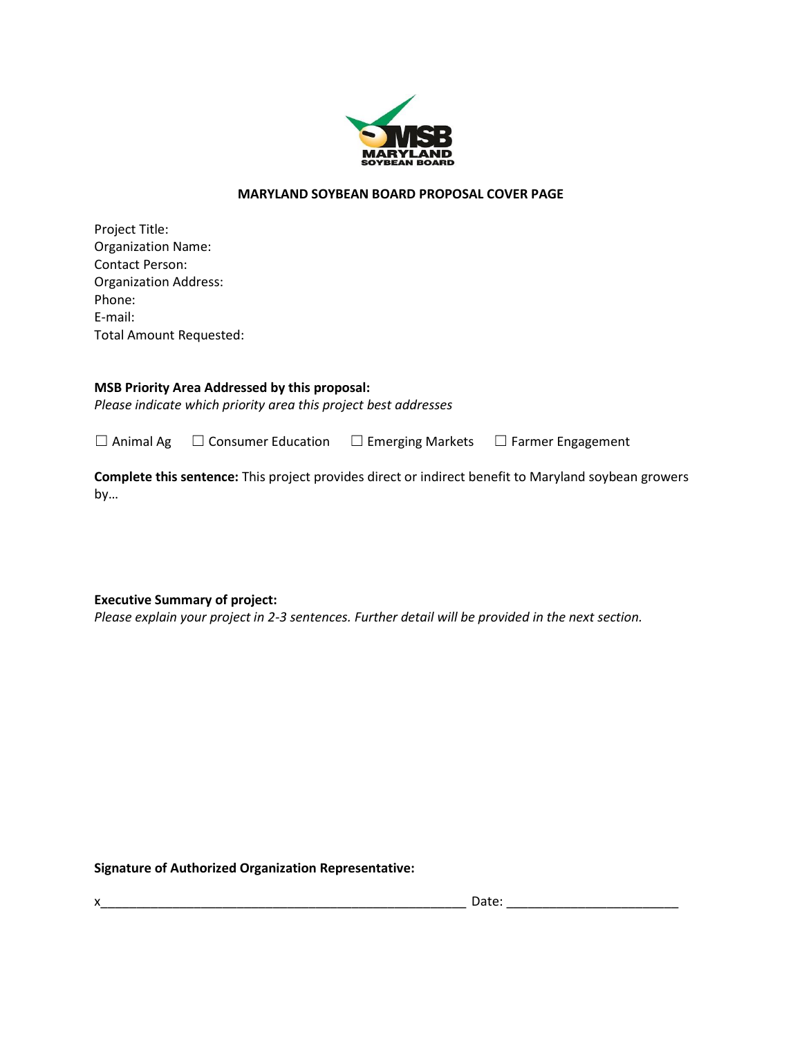**MARYLAND SOYBEAN BOARD PROPOSAL COVER PAGE**

Project Title:
Organization Name:
Contact Person:
Organization Address:
Phone:
E-mail:
Total Amount Requested:

**MSB Priority Area Addressed by this proposal:**
*Please indicate which priority area this project best addresses*

☐ Animal Ag ☐ Consumer Education ☐ Emerging Markets ☐ Farmer Engagement

**Complete this sentence:** This project provides direct or indirect benefit to Maryland soybean growers by…

**Executive Summary of project:**
*Please explain your project in 2-3 sentences. Further detail will be provided in the next section.*

**Signature of Authorized Organization Representative:**

x_____________________________________________________ Date: ________________________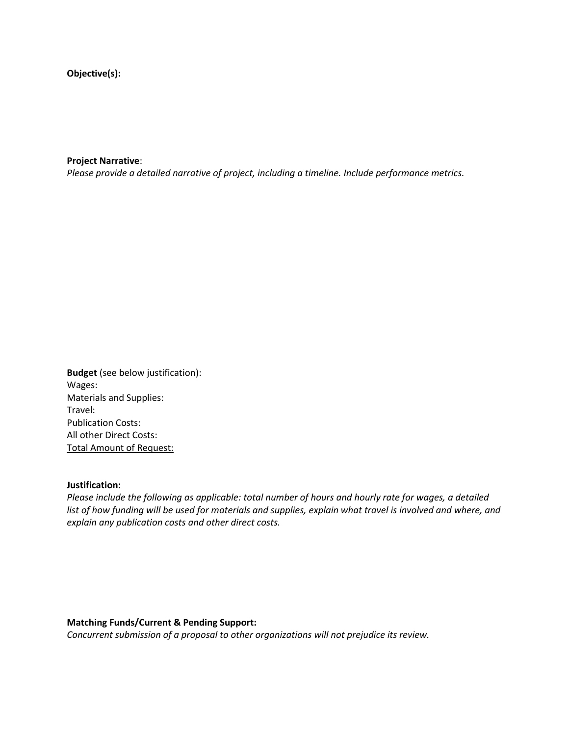**Objective(s):**

**Project Narrative**:
*Please provide a detailed narrative of project, including a timeline. Include performance metrics.*

**Budget** (see below justification):
Wages:
Materials and Supplies:
Travel:
Publication Costs:
All other Direct Costs:
<u>Total Amount of Request:</u>

**Justification:**
*Please include the following as applicable: total number of hours and hourly rate for wages, a detailed list of how funding will be used for materials and supplies, explain what travel is involved and where, and explain any publication costs and other direct costs.*

**Matching Funds/Current & Pending Support:**
*Concurrent submission of a proposal to other organizations will not prejudice its review.*